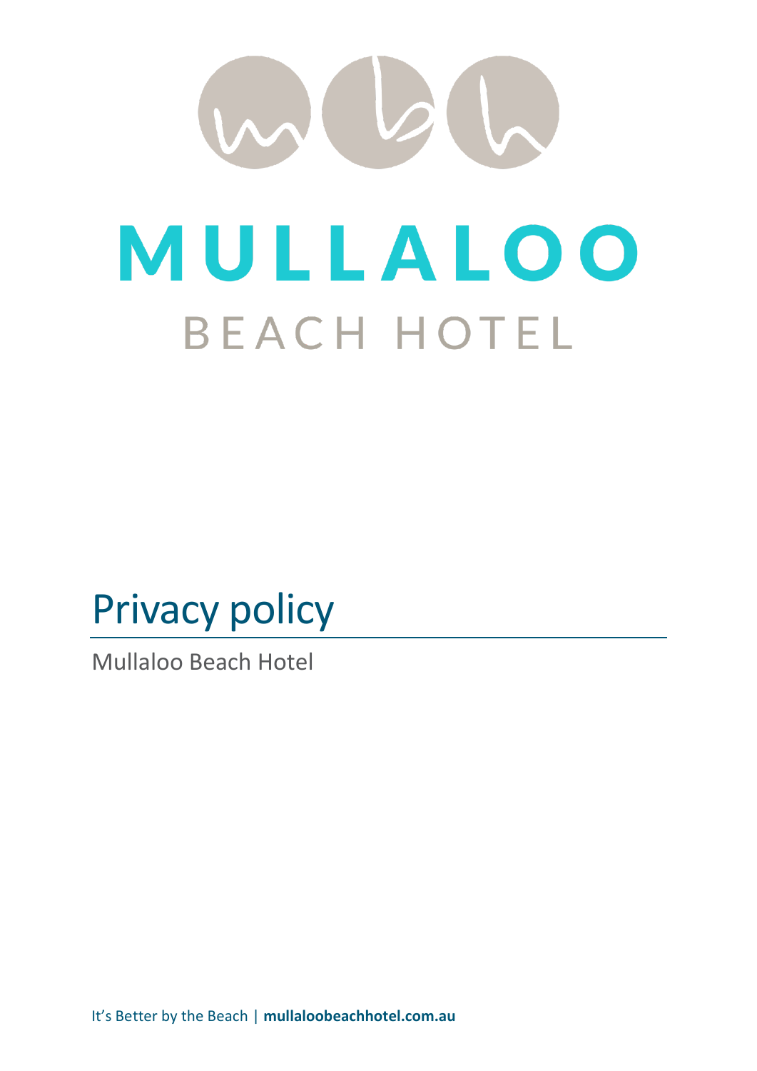MULLALOO

BEACH HOTEL

# Privacy policy

Mullaloo Beach Hotel

It's Better by the Beach | **mullaloobeachhotel.com.au**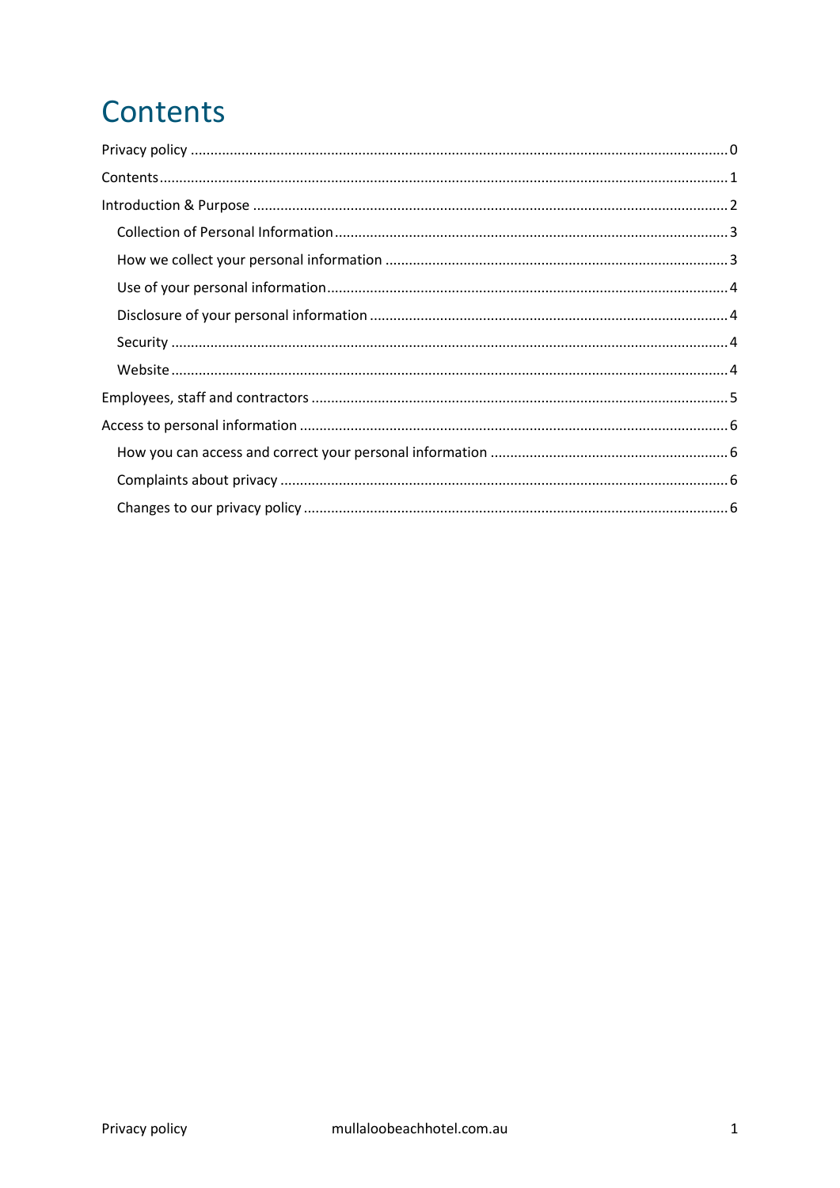# Contents

Privacy policy ........................................................................................................................ 0

Contents ................................................................................................................................. 1

Introduction & Purpose ......................................................................................................... 2

- Collection of Personal Information ................................................................................. 3
- How we collect your personal information ..................................................................... 3
- Use of your personal information ................................................................................... 4
- Disclosure of your personal information ......................................................................... 4
- Security ........................................................................................................................... 4
- Website ........................................................................................................................... 4

Employees, staff and contractors .......................................................................................... 5

Access to personal information ............................................................................................. 6

- How you can access and correct your personal information ........................................... 6
- Complaints about privacy ................................................................................................ 6
- Changes to our privacy policy .......................................................................................... 6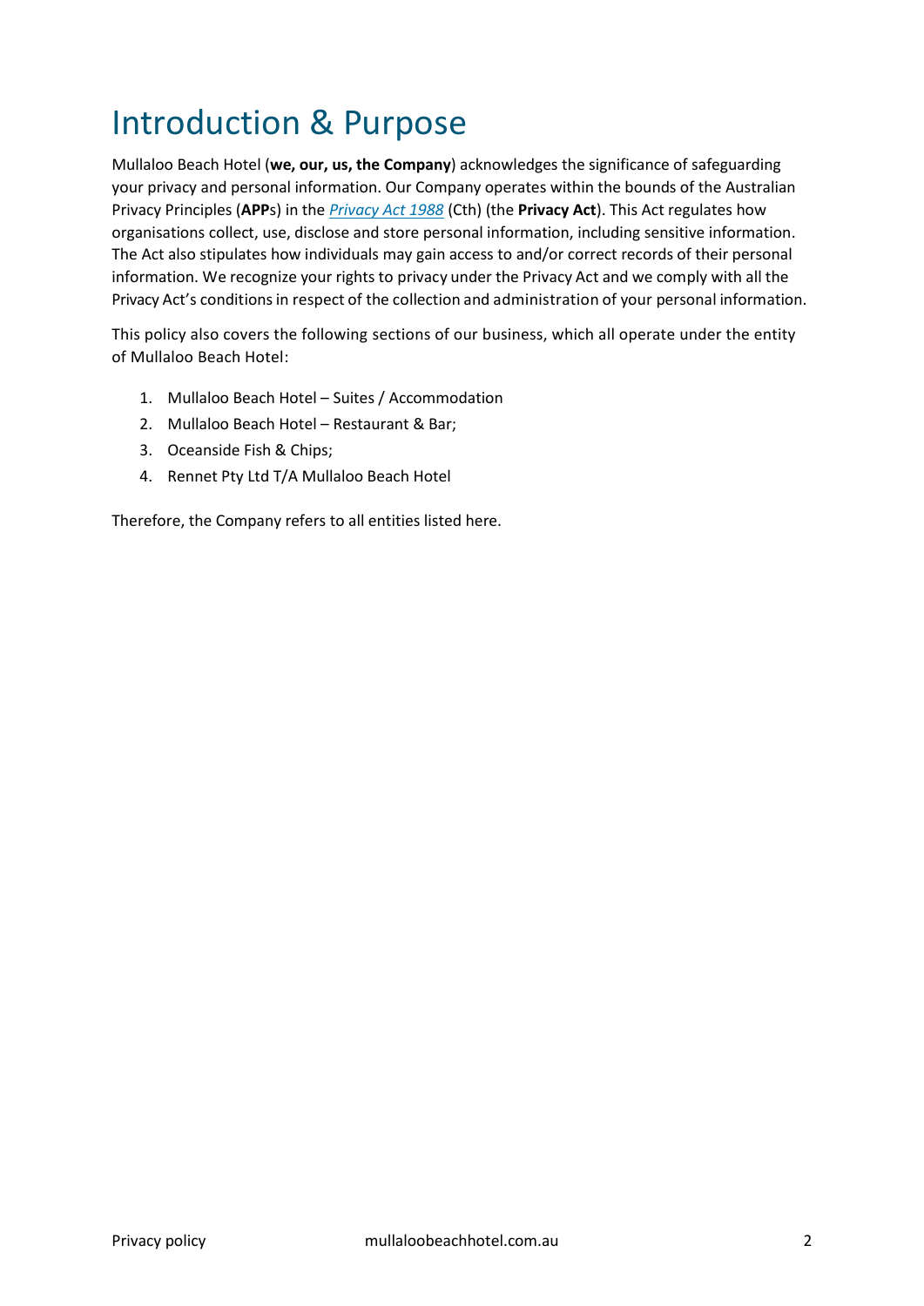# Introduction & Purpose

Mullaloo Beach Hotel (**we, our, us, the Company**) acknowledges the significance of safeguarding your privacy and personal information. Our Company operates within the bounds of the Australian Privacy Principles (**APP**s) in the *Privacy Act 1988* (Cth) (the **Privacy Act**). This Act regulates how organisations collect, use, disclose and store personal information, including sensitive information. The Act also stipulates how individuals may gain access to and/or correct records of their personal information. We recognize your rights to privacy under the Privacy Act and we comply with all the Privacy Act's conditions in respect of the collection and administration of your personal information.

This policy also covers the following sections of our business, which all operate under the entity of Mullaloo Beach Hotel:

1. Mullaloo Beach Hotel – Suites / Accommodation
2. Mullaloo Beach Hotel – Restaurant & Bar;
3. Oceanside Fish & Chips;
4. Rennet Pty Ltd T/A Mullaloo Beach Hotel

Therefore, the Company refers to all entities listed here.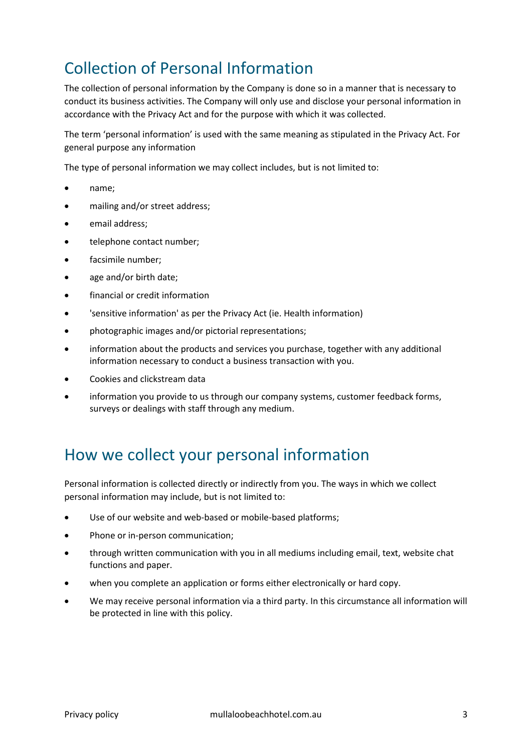# Collection of Personal Information

The collection of personal information by the Company is done so in a manner that is necessary to conduct its business activities. The Company will only use and disclose your personal information in accordance with the Privacy Act and for the purpose with which it was collected.

The term 'personal information' is used with the same meaning as stipulated in the Privacy Act. For general purpose any information

The type of personal information we may collect includes, but is not limited to:

- name;
- mailing and/or street address;
- email address;
- telephone contact number;
- facsimile number;
- age and/or birth date;
- financial or credit information
- 'sensitive information' as per the Privacy Act (ie. Health information)
- photographic images and/or pictorial representations;
- information about the products and services you purchase, together with any additional information necessary to conduct a business transaction with you.
- Cookies and clickstream data
- information you provide to us through our company systems, customer feedback forms, surveys or dealings with staff through any medium.

# How we collect your personal information

Personal information is collected directly or indirectly from you. The ways in which we collect personal information may include, but is not limited to:

- Use of our website and web-based or mobile-based platforms;
- Phone or in-person communication;
- through written communication with you in all mediums including email, text, website chat functions and paper.
- when you complete an application or forms either electronically or hard copy.
- We may receive personal information via a third party. In this circumstance all information will be protected in line with this policy.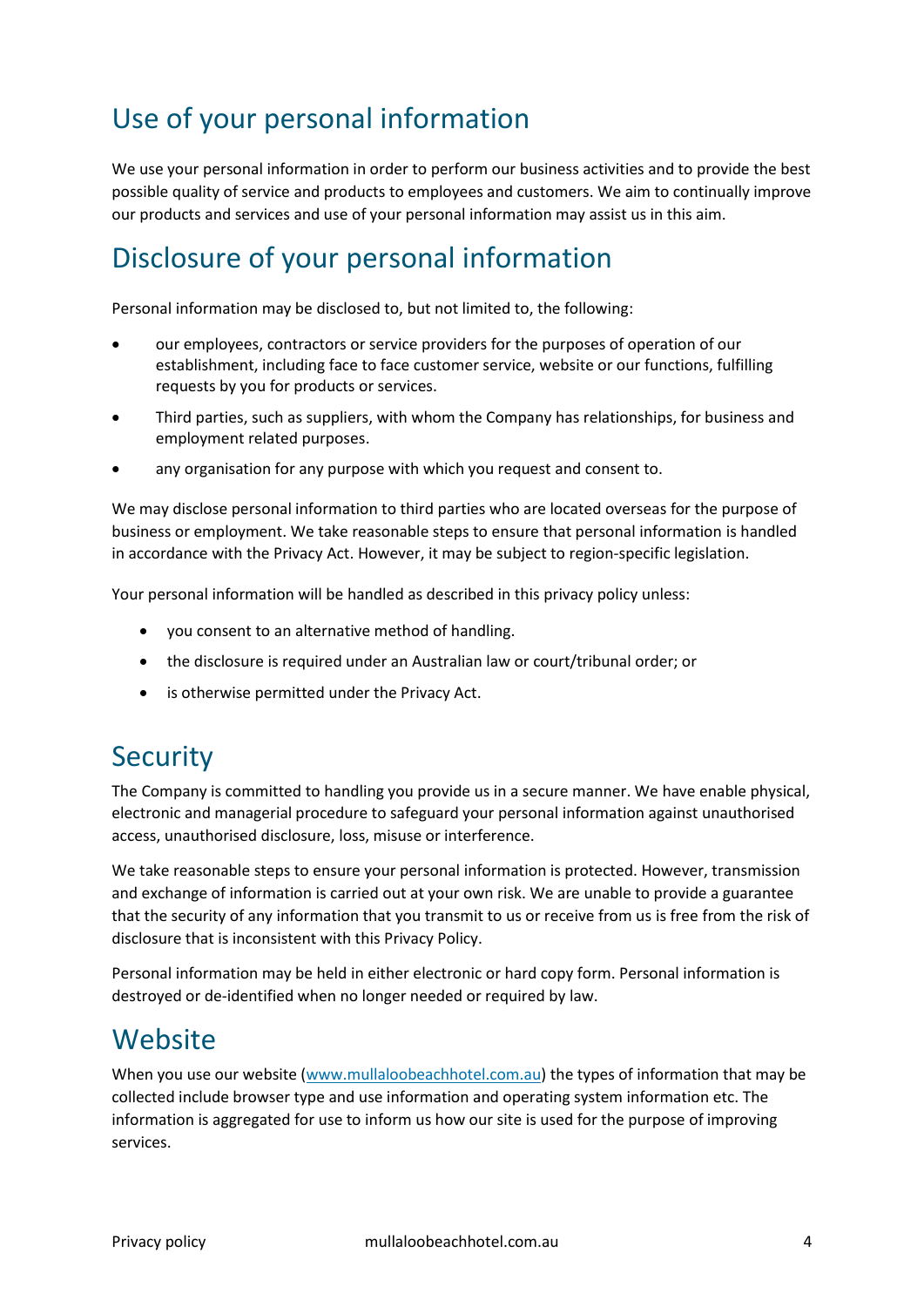## Use of your personal information

We use your personal information in order to perform our business activities and to provide the best possible quality of service and products to employees and customers. We aim to continually improve our products and services and use of your personal information may assist us in this aim.

## Disclosure of your personal information

Personal information may be disclosed to, but not limited to, the following:

- our employees, contractors or service providers for the purposes of operation of our establishment, including face to face customer service, website or our functions, fulfilling requests by you for products or services.
- Third parties, such as suppliers, with whom the Company has relationships, for business and employment related purposes.
- any organisation for any purpose with which you request and consent to.

We may disclose personal information to third parties who are located overseas for the purpose of business or employment. We take reasonable steps to ensure that personal information is handled in accordance with the Privacy Act. However, it may be subject to region-specific legislation.

Your personal information will be handled as described in this privacy policy unless:

- you consent to an alternative method of handling.
- the disclosure is required under an Australian law or court/tribunal order; or
- is otherwise permitted under the Privacy Act.

## Security

The Company is committed to handling you provide us in a secure manner. We have enable physical, electronic and managerial procedure to safeguard your personal information against unauthorised access, unauthorised disclosure, loss, misuse or interference.

We take reasonable steps to ensure your personal information is protected. However, transmission and exchange of information is carried out at your own risk. We are unable to provide a guarantee that the security of any information that you transmit to us or receive from us is free from the risk of disclosure that is inconsistent with this Privacy Policy.

Personal information may be held in either electronic or hard copy form. Personal information is destroyed or de-identified when no longer needed or required by law.

## Website

When you use our website ([www.mullaloobeachhotel.com.au](http://www.mullaloobeachhotel.com.au)) the types of information that may be collected include browser type and use information and operating system information etc. The information is aggregated for use to inform us how our site is used for the purpose of improving services.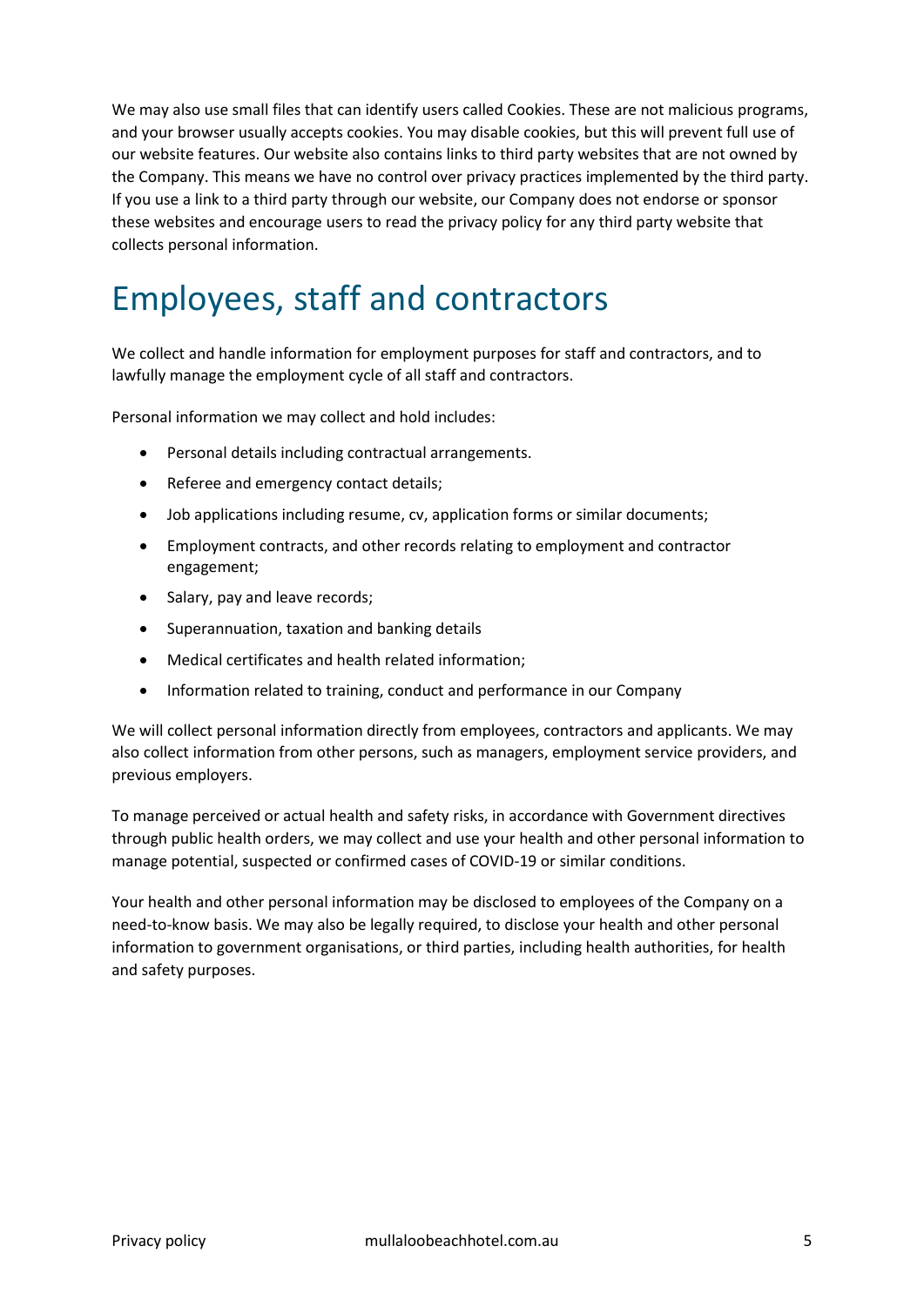We may also use small files that can identify users called Cookies. These are not malicious programs, and your browser usually accepts cookies. You may disable cookies, but this will prevent full use of our website features. Our website also contains links to third party websites that are not owned by the Company. This means we have no control over privacy practices implemented by the third party. If you use a link to a third party through our website, our Company does not endorse or sponsor these websites and encourage users to read the privacy policy for any third party website that collects personal information.

# Employees, staff and contractors

We collect and handle information for employment purposes for staff and contractors, and to lawfully manage the employment cycle of all staff and contractors.

Personal information we may collect and hold includes:

- Personal details including contractual arrangements.
- Referee and emergency contact details;
- Job applications including resume, cv, application forms or similar documents;
- Employment contracts, and other records relating to employment and contractor engagement;
- Salary, pay and leave records;
- Superannuation, taxation and banking details
- Medical certificates and health related information;
- Information related to training, conduct and performance in our Company

We will collect personal information directly from employees, contractors and applicants. We may also collect information from other persons, such as managers, employment service providers, and previous employers.

To manage perceived or actual health and safety risks, in accordance with Government directives through public health orders, we may collect and use your health and other personal information to manage potential, suspected or confirmed cases of COVID-19 or similar conditions.

Your health and other personal information may be disclosed to employees of the Company on a need-to-know basis. We may also be legally required, to disclose your health and other personal information to government organisations, or third parties, including health authorities, for health and safety purposes.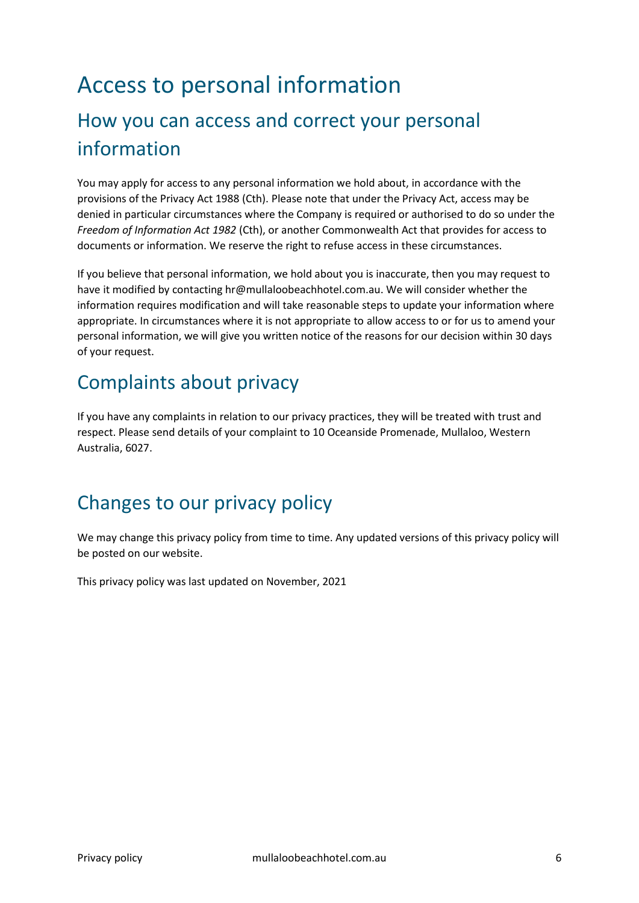# Access to personal information

## How you can access and correct your personal information

You may apply for access to any personal information we hold about, in accordance with the provisions of the Privacy Act 1988 (Cth). Please note that under the Privacy Act, access may be denied in particular circumstances where the Company is required or authorised to do so under the *Freedom of Information Act 1982* (Cth), or another Commonwealth Act that provides for access to documents or information. We reserve the right to refuse access in these circumstances.

If you believe that personal information, we hold about you is inaccurate, then you may request to have it modified by contacting hr@mullaloobeachhotel.com.au. We will consider whether the information requires modification and will take reasonable steps to update your information where appropriate. In circumstances where it is not appropriate to allow access to or for us to amend your personal information, we will give you written notice of the reasons for our decision within 30 days of your request.

## Complaints about privacy

If you have any complaints in relation to our privacy practices, they will be treated with trust and respect. Please send details of your complaint to 10 Oceanside Promenade, Mullaloo, Western Australia, 6027.

## Changes to our privacy policy

We may change this privacy policy from time to time. Any updated versions of this privacy policy will be posted on our website.

This privacy policy was last updated on November, 2021